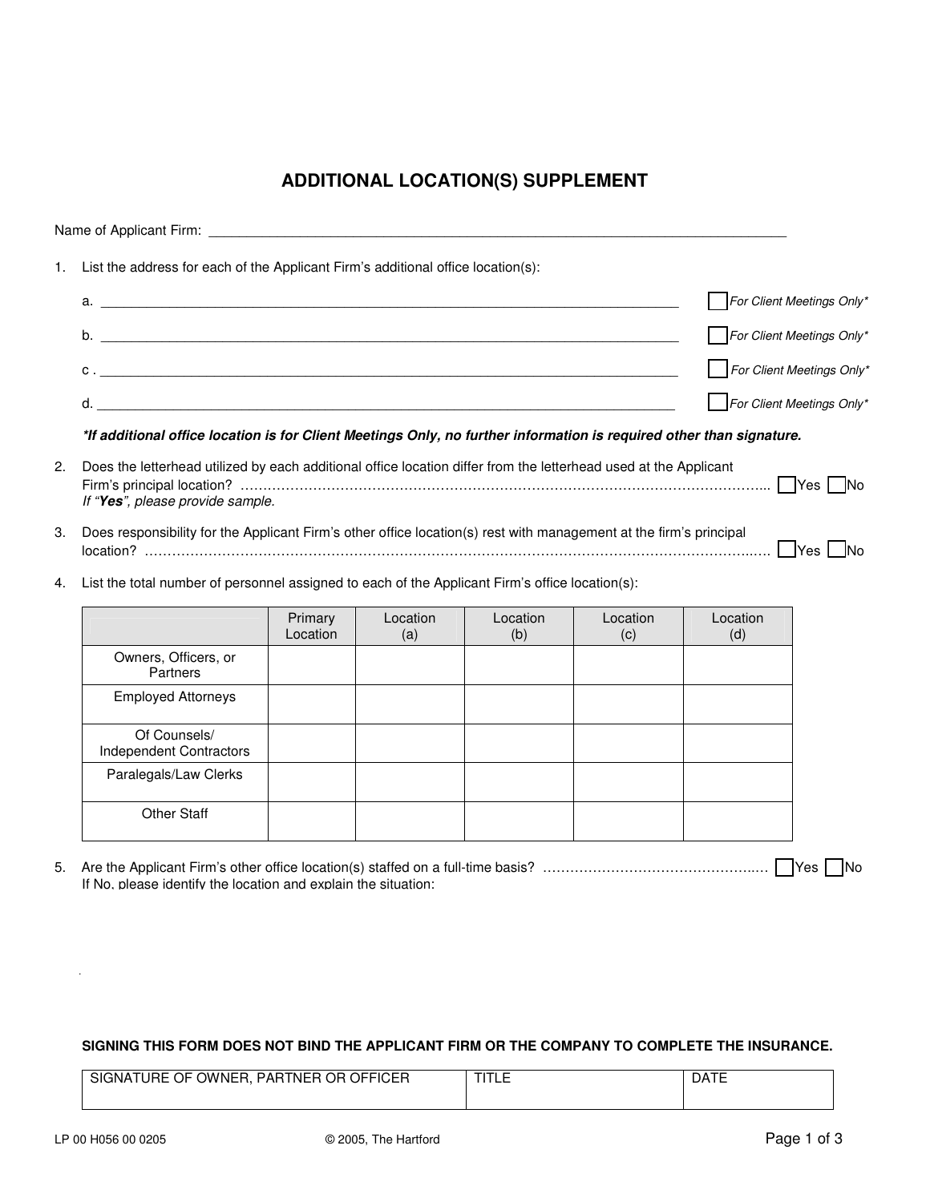# ADDITIONAL LOCATION(S) SUPPLEMENT

Name of Applicant Firm: ______________________________________________________________________________

1. List the address for each of the Applicant Firm's additional office location(s):

   a. ______________________________________________________________________________ ☐ *For Client Meetings Only**

   b. ______________________________________________________________________________ ☐ *For Client Meetings Only**

   c . ______________________________________________________________________________ ☐ *For Client Meetings Only**

   d. ______________________________________________________________________________ ☐ *For Client Meetings Only**

   ***If additional office location is for Client Meetings Only, no further information is required other than signature.***

2. Does the letterhead utilized by each additional office location differ from the letterhead used at the Applicant Firm's principal location? ............................................................................................................... ☐ Yes ☐ No
   If "***Yes***", please provide sample.

3. Does responsibility for the Applicant Firm's other office location(s) rest with management at the firm's principal location? ............................................................................................................................... ☐ Yes ☐ No

4. List the total number of personnel assigned to each of the Applicant Firm's office location(s):

| | Primary Location | Location (a) | Location (b) | Location (c) | Location (d) |
|---|---|---|---|---|---|
| Owners, Officers, or Partners | | | | | |
| Employed Attorneys | | | | | |
| Of Counsels/ Independent Contractors | | | | | |
| Paralegals/Law Clerks | | | | | |
| Other Staff | | | | | |

5. Are the Applicant Firm's other office location(s) staffed on a full-time basis? ................................................. ☐ Yes ☐ No
   If No, please identify the location and explain the situation:

**SIGNING THIS FORM DOES NOT BIND THE APPLICANT FIRM OR THE COMPANY TO COMPLETE THE INSURANCE.**

| SIGNATURE OF OWNER, PARTNER OR OFFICER | TITLE | DATE |
|---|---|---|
| | | |

LP 00 H056 00 0205 © 2005, The Hartford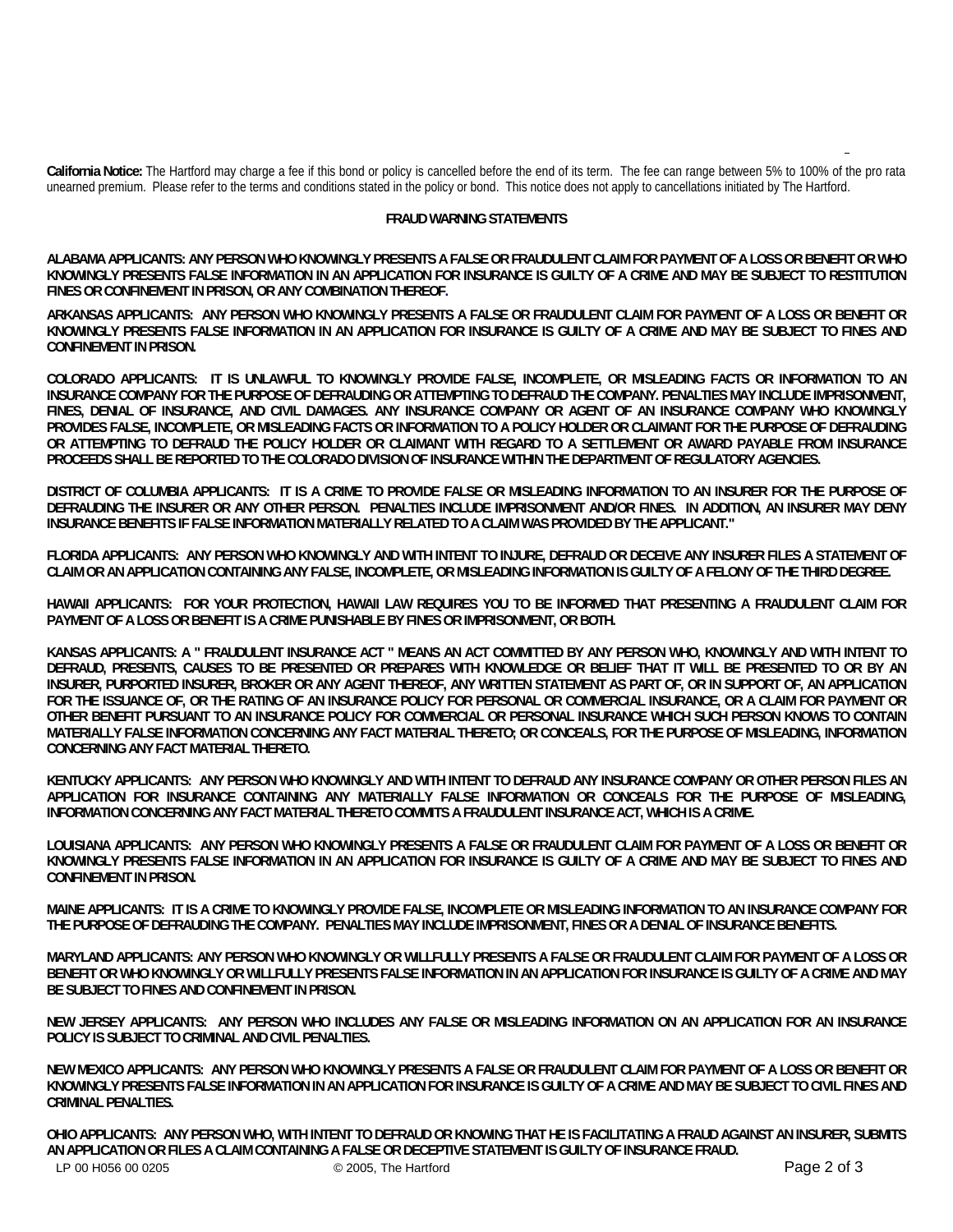**California Notice:** The Hartford may charge a fee if this bond or policy is cancelled before the end of its term. The fee can range between 5% to 100% of the pro rata unearned premium. Please refer to the terms and conditions stated in the policy or bond. This notice does not apply to cancellations initiated by The Hartford.

## FRAUD WARNING STATEMENTS

**ALABAMA APPLICANTS: ANY PERSON WHO KNOWINGLY PRESENTS A FALSE OR FRAUDULENT CLAIM FOR PAYMENT OF A LOSS OR BENEFIT OR WHO KNOWINGLY PRESENTS FALSE INFORMATION IN AN APPLICATION FOR INSURANCE IS GUILTY OF A CRIME AND MAY BE SUBJECT TO RESTITUTION FINES OR CONFINEMENT IN PRISON, OR ANY COMBINATION THEREOF.**

**ARKANSAS APPLICANTS: ANY PERSON WHO KNOWINGLY PRESENTS A FALSE OR FRAUDULENT CLAIM FOR PAYMENT OF A LOSS OR BENEFIT OR KNOWINGLY PRESENTS FALSE INFORMATION IN AN APPLICATION FOR INSURANCE IS GUILTY OF A CRIME AND MAY BE SUBJECT TO FINES AND CONFINEMENT IN PRISON.**

**COLORADO APPLICANTS: IT IS UNLAWFUL TO KNOWINGLY PROVIDE FALSE, INCOMPLETE, OR MISLEADING FACTS OR INFORMATION TO AN INSURANCE COMPANY FOR THE PURPOSE OF DEFRAUDING OR ATTEMPTING TO DEFRAUD THE COMPANY. PENALTIES MAY INCLUDE IMPRISONMENT, FINES, DENIAL OF INSURANCE, AND CIVIL DAMAGES. ANY INSURANCE COMPANY OR AGENT OF AN INSURANCE COMPANY WHO KNOWINGLY PROVIDES FALSE, INCOMPLETE, OR MISLEADING FACTS OR INFORMATION TO A POLICY HOLDER OR CLAIMANT FOR THE PURPOSE OF DEFRAUDING OR ATTEMPTING TO DEFRAUD THE POLICY HOLDER OR CLAIMANT WITH REGARD TO A SETTLEMENT OR AWARD PAYABLE FROM INSURANCE PROCEEDS SHALL BE REPORTED TO THE COLORADO DIVISION OF INSURANCE WITHIN THE DEPARTMENT OF REGULATORY AGENCIES.**

**DISTRICT OF COLUMBIA APPLICANTS: IT IS A CRIME TO PROVIDE FALSE OR MISLEADING INFORMATION TO AN INSURER FOR THE PURPOSE OF DEFRAUDING THE INSURER OR ANY OTHER PERSON. PENALTIES INCLUDE IMPRISONMENT AND/OR FINES. IN ADDITION, AN INSURER MAY DENY INSURANCE BENEFITS IF FALSE INFORMATION MATERIALLY RELATED TO A CLAIM WAS PROVIDED BY THE APPLICANT."**

**FLORIDA APPLICANTS: ANY PERSON WHO KNOWINGLY AND WITH INTENT TO INJURE, DEFRAUD OR DECEIVE ANY INSURER FILES A STATEMENT OF CLAIM OR AN APPLICATION CONTAINING ANY FALSE, INCOMPLETE, OR MISLEADING INFORMATION IS GUILTY OF A FELONY OF THE THIRD DEGREE.**

**HAWAII APPLICANTS: FOR YOUR PROTECTION, HAWAII LAW REQUIRES YOU TO BE INFORMED THAT PRESENTING A FRAUDULENT CLAIM FOR PAYMENT OF A LOSS OR BENEFIT IS A CRIME PUNISHABLE BY FINES OR IMPRISONMENT, OR BOTH.**

**KANSAS APPLICANTS: A " FRAUDULENT INSURANCE ACT " MEANS AN ACT COMMITTED BY ANY PERSON WHO, KNOWINGLY AND WITH INTENT TO DEFRAUD, PRESENTS, CAUSES TO BE PRESENTED OR PREPARES WITH KNOWLEDGE OR BELIEF THAT IT WILL BE PRESENTED TO OR BY AN INSURER, PURPORTED INSURER, BROKER OR ANY AGENT THEREOF, ANY WRITTEN STATEMENT AS PART OF, OR IN SUPPORT OF, AN APPLICATION FOR THE ISSUANCE OF, OR THE RATING OF AN INSURANCE POLICY FOR PERSONAL OR COMMERCIAL INSURANCE, OR A CLAIM FOR PAYMENT OR OTHER BENEFIT PURSUANT TO AN INSURANCE POLICY FOR COMMERCIAL OR PERSONAL INSURANCE WHICH SUCH PERSON KNOWS TO CONTAIN MATERIALLY FALSE INFORMATION CONCERNING ANY FACT MATERIAL THERETO; OR CONCEALS, FOR THE PURPOSE OF MISLEADING, INFORMATION CONCERNING ANY FACT MATERIAL THERETO.**

**KENTUCKY APPLICANTS: ANY PERSON WHO KNOWINGLY AND WITH INTENT TO DEFRAUD ANY INSURANCE COMPANY OR OTHER PERSON FILES AN APPLICATION FOR INSURANCE CONTAINING ANY MATERIALLY FALSE INFORMATION OR CONCEALS FOR THE PURPOSE OF MISLEADING, INFORMATION CONCERNING ANY FACT MATERIAL THERETO COMMITS A FRAUDULENT INSURANCE ACT, WHICH IS A CRIME.**

**LOUISIANA APPLICANTS: ANY PERSON WHO KNOWINGLY PRESENTS A FALSE OR FRAUDULENT CLAIM FOR PAYMENT OF A LOSS OR BENEFIT OR KNOWINGLY PRESENTS FALSE INFORMATION IN AN APPLICATION FOR INSURANCE IS GUILTY OF A CRIME AND MAY BE SUBJECT TO FINES AND CONFINEMENT IN PRISON.**

**MAINE APPLICANTS: IT IS A CRIME TO KNOWINGLY PROVIDE FALSE, INCOMPLETE OR MISLEADING INFORMATION TO AN INSURANCE COMPANY FOR THE PURPOSE OF DEFRAUDING THE COMPANY. PENALTIES MAY INCLUDE IMPRISONMENT, FINES OR A DENIAL OF INSURANCE BENEFITS.**

**MARYLAND APPLICANTS: ANY PERSON WHO KNOWINGLY OR WILLFULLY PRESENTS A FALSE OR FRAUDULENT CLAIM FOR PAYMENT OF A LOSS OR BENEFIT OR WHO KNOWINGLY OR WILLFULLY PRESENTS FALSE INFORMATION IN AN APPLICATION FOR INSURANCE IS GUILTY OF A CRIME AND MAY BE SUBJECT TO FINES AND CONFINEMENT IN PRISON.**

**NEW JERSEY APPLICANTS: ANY PERSON WHO INCLUDES ANY FALSE OR MISLEADING INFORMATION ON AN APPLICATION FOR AN INSURANCE POLICY IS SUBJECT TO CRIMINAL AND CIVIL PENALTIES.**

**NEW MEXICO APPLICANTS: ANY PERSON WHO KNOWINGLY PRESENTS A FALSE OR FRAUDULENT CLAIM FOR PAYMENT OF A LOSS OR BENEFIT OR KNOWINGLY PRESENTS FALSE INFORMATION IN AN APPLICATION FOR INSURANCE IS GUILTY OF A CRIME AND MAY BE SUBJECT TO CIVIL FINES AND CRIMINAL PENALTIES.**

**OHIO APPLICANTS: ANY PERSON WHO, WITH INTENT TO DEFRAUD OR KNOWING THAT HE IS FACILITATING A FRAUD AGAINST AN INSURER, SUBMITS AN APPLICATION OR FILES A CLAIM CONTAINING A FALSE OR DECEPTIVE STATEMENT IS GUILTY OF INSURANCE FRAUD.**

LP 00 H056 00 0205 © 2005, The Hartford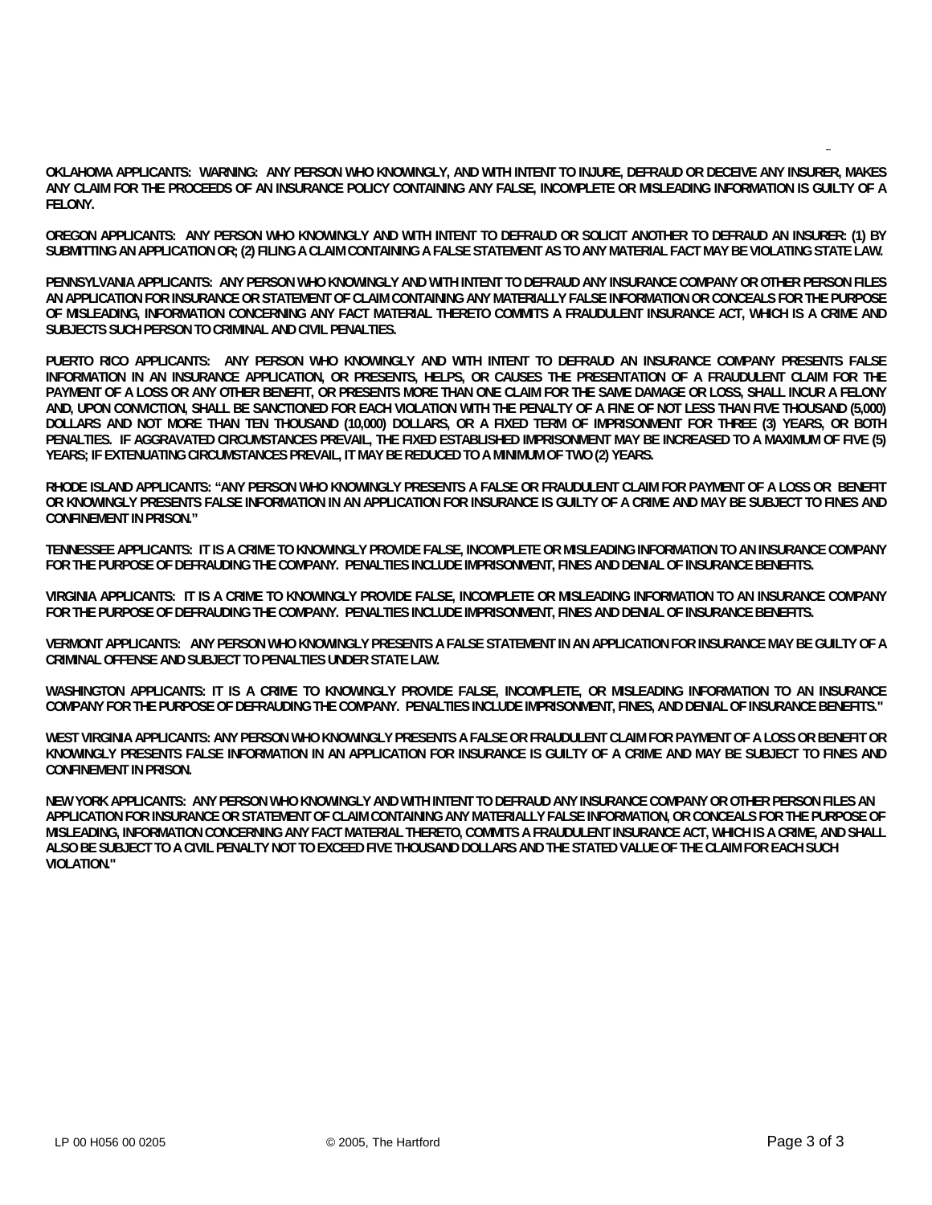**OKLAHOMA APPLICANTS: WARNING: ANY PERSON WHO KNOWINGLY, AND WITH INTENT TO INJURE, DEFRAUD OR DECEIVE ANY INSURER, MAKES ANY CLAIM FOR THE PROCEEDS OF AN INSURANCE POLICY CONTAINING ANY FALSE, INCOMPLETE OR MISLEADING INFORMATION IS GUILTY OF A FELONY.**

**OREGON APPLICANTS: ANY PERSON WHO KNOWINGLY AND WITH INTENT TO DEFRAUD OR SOLICIT ANOTHER TO DEFRAUD AN INSURER: (1) BY SUBMITTING AN APPLICATION OR; (2) FILING A CLAIM CONTAINING A FALSE STATEMENT AS TO ANY MATERIAL FACT MAY BE VIOLATING STATE LAW.**

**PENNSYLVANIA APPLICANTS: ANY PERSON WHO KNOWINGLY AND WITH INTENT TO DEFRAUD ANY INSURANCE COMPANY OR OTHER PERSON FILES AN APPLICATION FOR INSURANCE OR STATEMENT OF CLAIM CONTAINING ANY MATERIALLY FALSE INFORMATION OR CONCEALS FOR THE PURPOSE OF MISLEADING, INFORMATION CONCERNING ANY FACT MATERIAL THERETO COMMITS A FRAUDULENT INSURANCE ACT, WHICH IS A CRIME AND SUBJECTS SUCH PERSON TO CRIMINAL AND CIVIL PENALTIES.**

**PUERTO RICO APPLICANTS: ANY PERSON WHO KNOWINGLY AND WITH INTENT TO DEFRAUD AN INSURANCE COMPANY PRESENTS FALSE INFORMATION IN AN INSURANCE APPLICATION, OR PRESENTS, HELPS, OR CAUSES THE PRESENTATION OF A FRAUDULENT CLAIM FOR THE PAYMENT OF A LOSS OR ANY OTHER BENEFIT, OR PRESENTS MORE THAN ONE CLAIM FOR THE SAME DAMAGE OR LOSS, SHALL INCUR A FELONY AND, UPON CONVICTION, SHALL BE SANCTIONED FOR EACH VIOLATION WITH THE PENALTY OF A FINE OF NOT LESS THAN FIVE THOUSAND (5,000) DOLLARS AND NOT MORE THAN TEN THOUSAND (10,000) DOLLARS, OR A FIXED TERM OF IMPRISONMENT FOR THREE (3) YEARS, OR BOTH PENALTIES. IF AGGRAVATED CIRCUMSTANCES PREVAIL, THE FIXED ESTABLISHED IMPRISONMENT MAY BE INCREASED TO A MAXIMUM OF FIVE (5) YEARS; IF EXTENUATING CIRCUMSTANCES PREVAIL, IT MAY BE REDUCED TO A MINIMUM OF TWO (2) YEARS.**

**RHODE ISLAND APPLICANTS: "ANY PERSON WHO KNOWINGLY PRESENTS A FALSE OR FRAUDULENT CLAIM FOR PAYMENT OF A LOSS OR BENEFIT OR KNOWINGLY PRESENTS FALSE INFORMATION IN AN APPLICATION FOR INSURANCE IS GUILTY OF A CRIME AND MAY BE SUBJECT TO FINES AND CONFINEMENT IN PRISON."**

**TENNESSEE APPLICANTS: IT IS A CRIME TO KNOWINGLY PROVIDE FALSE, INCOMPLETE OR MISLEADING INFORMATION TO AN INSURANCE COMPANY FOR THE PURPOSE OF DEFRAUDING THE COMPANY. PENALTIES INCLUDE IMPRISONMENT, FINES AND DENIAL OF INSURANCE BENEFITS.**

**VIRGINIA APPLICANTS: IT IS A CRIME TO KNOWINGLY PROVIDE FALSE, INCOMPLETE OR MISLEADING INFORMATION TO AN INSURANCE COMPANY FOR THE PURPOSE OF DEFRAUDING THE COMPANY. PENALTIES INCLUDE IMPRISONMENT, FINES AND DENIAL OF INSURANCE BENEFITS.**

**VERMONT APPLICANTS: ANY PERSON WHO KNOWINGLY PRESENTS A FALSE STATEMENT IN AN APPLICATION FOR INSURANCE MAY BE GUILTY OF A CRIMINAL OFFENSE AND SUBJECT TO PENALTIES UNDER STATE LAW.**

**WASHINGTON APPLICANTS: IT IS A CRIME TO KNOWINGLY PROVIDE FALSE, INCOMPLETE, OR MISLEADING INFORMATION TO AN INSURANCE COMPANY FOR THE PURPOSE OF DEFRAUDING THE COMPANY. PENALTIES INCLUDE IMPRISONMENT, FINES, AND DENIAL OF INSURANCE BENEFITS."**

**WEST VIRGINIA APPLICANTS: ANY PERSON WHO KNOWINGLY PRESENTS A FALSE OR FRAUDULENT CLAIM FOR PAYMENT OF A LOSS OR BENEFIT OR KNOWINGLY PRESENTS FALSE INFORMATION IN AN APPLICATION FOR INSURANCE IS GUILTY OF A CRIME AND MAY BE SUBJECT TO FINES AND CONFINEMENT IN PRISON.**

**NEW YORK APPLICANTS: ANY PERSON WHO KNOWINGLY AND WITH INTENT TO DEFRAUD ANY INSURANCE COMPANY OR OTHER PERSON FILES AN APPLICATION FOR INSURANCE OR STATEMENT OF CLAIM CONTAINING ANY MATERIALLY FALSE INFORMATION, OR CONCEALS FOR THE PURPOSE OF MISLEADING, INFORMATION CONCERNING ANY FACT MATERIAL THERETO, COMMITS A FRAUDULENT INSURANCE ACT, WHICH IS A CRIME, AND SHALL ALSO BE SUBJECT TO A CIVIL PENALTY NOT TO EXCEED FIVE THOUSAND DOLLARS AND THE STATED VALUE OF THE CLAIM FOR EACH SUCH VIOLATION."**

LP 00 H056 00 0205 © 2005, The Hartford